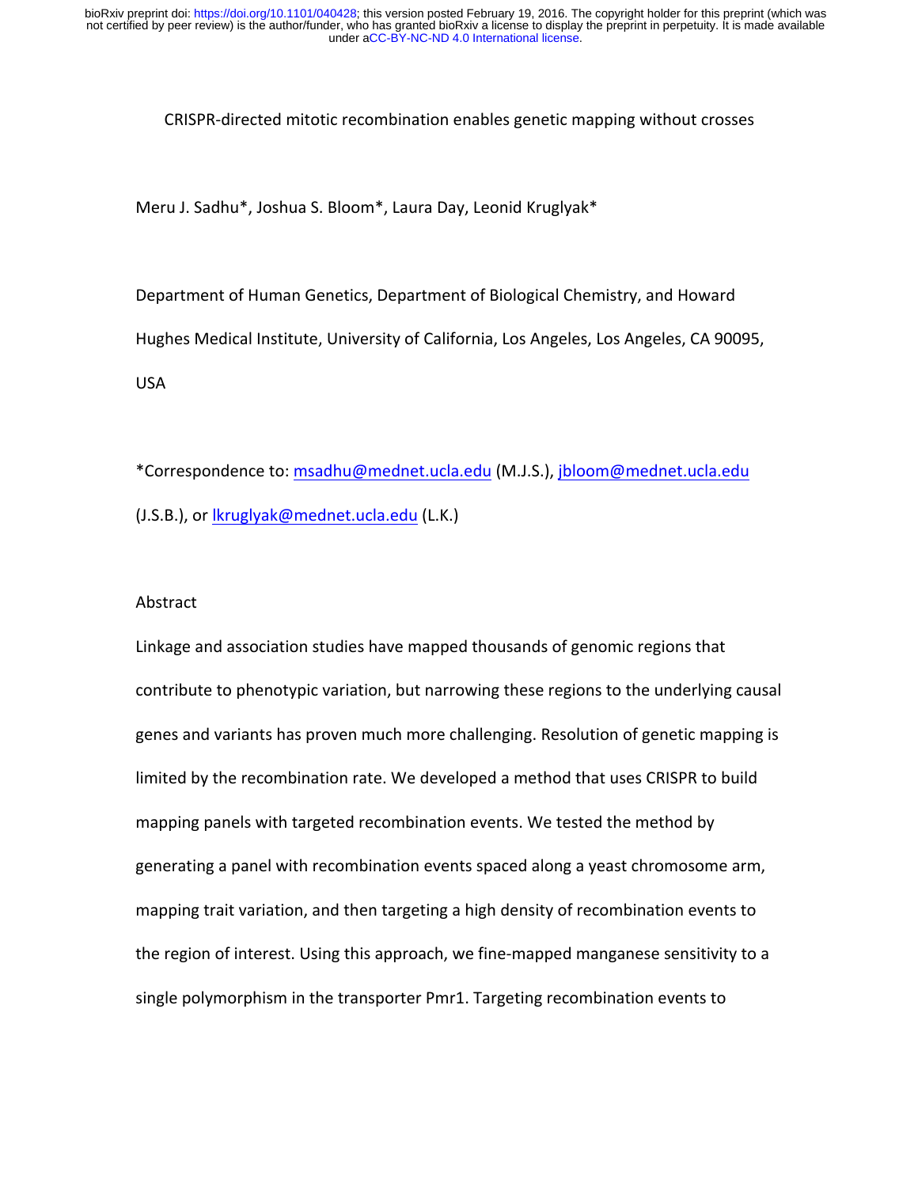# CRISPR-directed mitotic recombination enables genetic mapping without crosses

Meru J. Sadhu*, Joshua S. Bloom*, Laura Day, Leonid Kruglyak*

Department of Human Genetics, Department of Biological Chemistry, and Howard Hughes Medical Institute, University of California, Los Angeles, Los Angeles, CA 90095, USA

*Correspondence to: msadhu@mednet.ucla.edu (M.J.S.), jbloom@mednet.ucla.edu (J.S.B.), or lkruglyak@mednet.ucla.edu (L.K.)

## Abstract

Linkage and association studies have mapped thousands of genomic regions that contribute to phenotypic variation, but narrowing these regions to the underlying causal genes and variants has proven much more challenging. Resolution of genetic mapping is limited by the recombination rate. We developed a method that uses CRISPR to build mapping panels with targeted recombination events. We tested the method by generating a panel with recombination events spaced along a yeast chromosome arm, mapping trait variation, and then targeting a high density of recombination events to the region of interest. Using this approach, we fine-mapped manganese sensitivity to a single polymorphism in the transporter Pmr1. Targeting recombination events to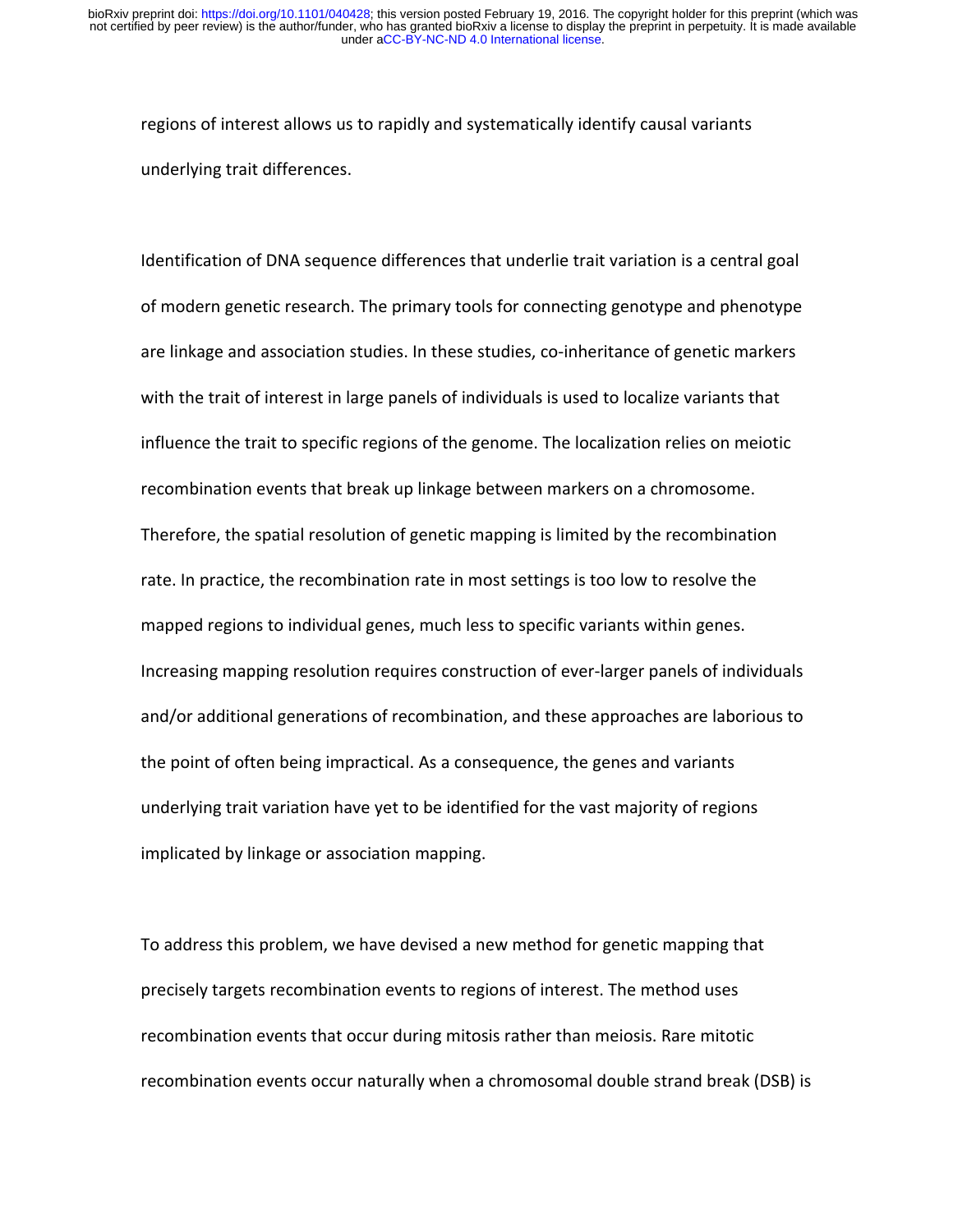regions of interest allows us to rapidly and systematically identify causal variants underlying trait differences.

Identification of DNA sequence differences that underlie trait variation is a central goal of modern genetic research. The primary tools for connecting genotype and phenotype are linkage and association studies. In these studies, co-inheritance of genetic markers with the trait of interest in large panels of individuals is used to localize variants that influence the trait to specific regions of the genome. The localization relies on meiotic recombination events that break up linkage between markers on a chromosome. Therefore, the spatial resolution of genetic mapping is limited by the recombination rate. In practice, the recombination rate in most settings is too low to resolve the mapped regions to individual genes, much less to specific variants within genes. Increasing mapping resolution requires construction of ever-larger panels of individuals and/or additional generations of recombination, and these approaches are laborious to the point of often being impractical. As a consequence, the genes and variants underlying trait variation have yet to be identified for the vast majority of regions implicated by linkage or association mapping.

To address this problem, we have devised a new method for genetic mapping that precisely targets recombination events to regions of interest. The method uses recombination events that occur during mitosis rather than meiosis. Rare mitotic recombination events occur naturally when a chromosomal double strand break (DSB) is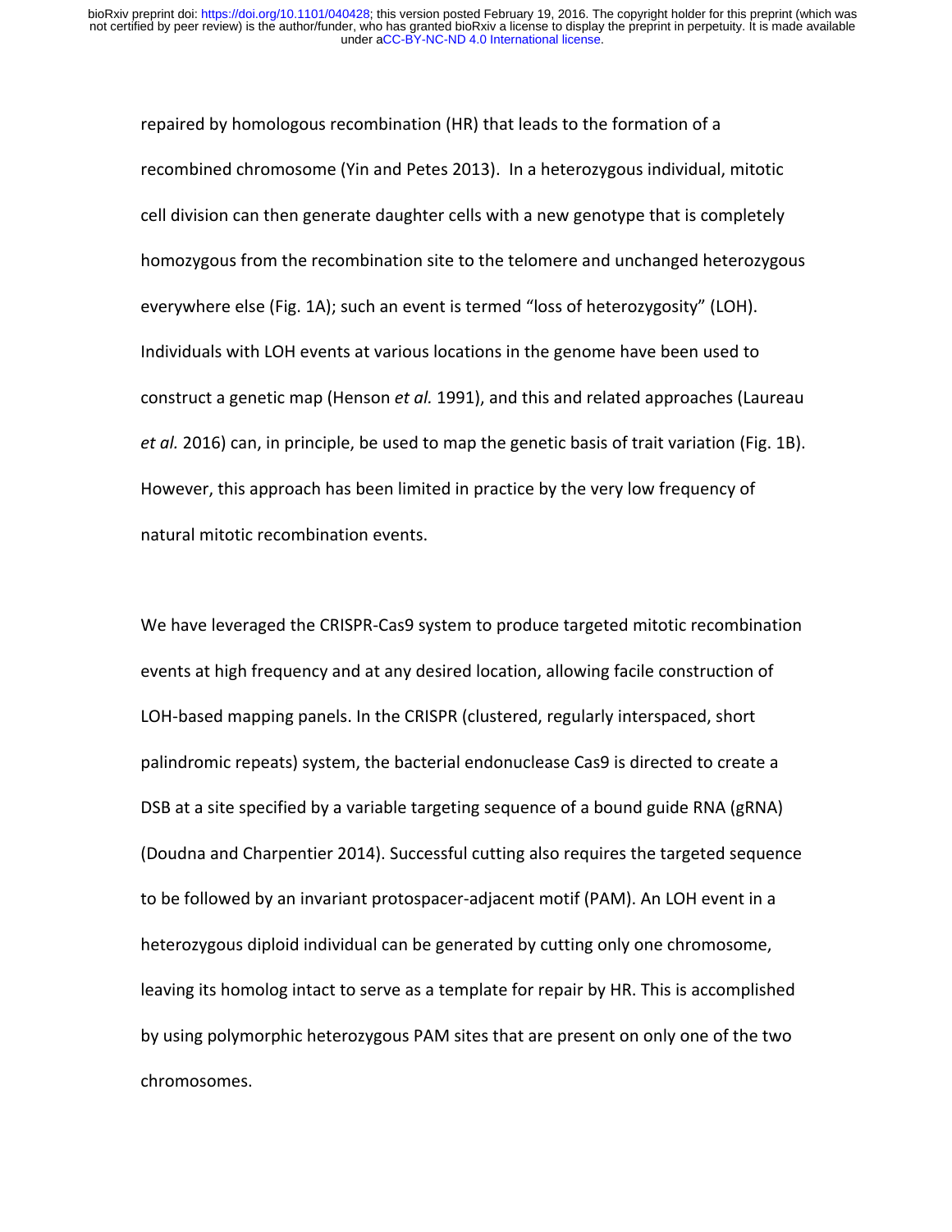repaired by homologous recombination (HR) that leads to the formation of a recombined chromosome (Yin and Petes 2013). In a heterozygous individual, mitotic cell division can then generate daughter cells with a new genotype that is completely homozygous from the recombination site to the telomere and unchanged heterozygous everywhere else (Fig. 1A); such an event is termed "loss of heterozygosity" (LOH). Individuals with LOH events at various locations in the genome have been used to construct a genetic map (Henson *et al.* 1991), and this and related approaches (Laureau *et al.* 2016) can, in principle, be used to map the genetic basis of trait variation (Fig. 1B). However, this approach has been limited in practice by the very low frequency of natural mitotic recombination events.

We have leveraged the CRISPR-Cas9 system to produce targeted mitotic recombination events at high frequency and at any desired location, allowing facile construction of LOH-based mapping panels. In the CRISPR (clustered, regularly interspaced, short palindromic repeats) system, the bacterial endonuclease Cas9 is directed to create a DSB at a site specified by a variable targeting sequence of a bound guide RNA (gRNA) (Doudna and Charpentier 2014). Successful cutting also requires the targeted sequence to be followed by an invariant protospacer-adjacent motif (PAM). An LOH event in a heterozygous diploid individual can be generated by cutting only one chromosome, leaving its homolog intact to serve as a template for repair by HR. This is accomplished by using polymorphic heterozygous PAM sites that are present on only one of the two chromosomes.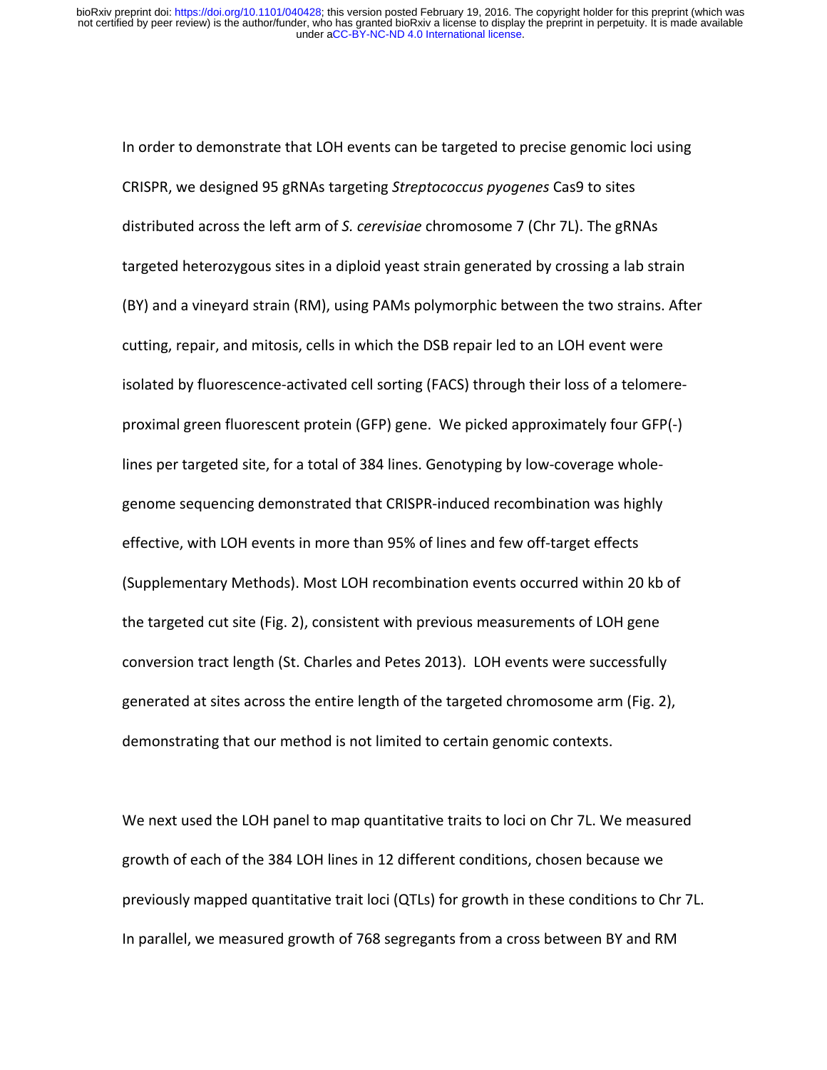In order to demonstrate that LOH events can be targeted to precise genomic loci using CRISPR, we designed 95 gRNAs targeting *Streptococcus pyogenes* Cas9 to sites distributed across the left arm of *S. cerevisiae* chromosome 7 (Chr 7L). The gRNAs targeted heterozygous sites in a diploid yeast strain generated by crossing a lab strain (BY) and a vineyard strain (RM), using PAMs polymorphic between the two strains. After cutting, repair, and mitosis, cells in which the DSB repair led to an LOH event were isolated by fluorescence-activated cell sorting (FACS) through their loss of a telomere-proximal green fluorescent protein (GFP) gene. We picked approximately four GFP(-) lines per targeted site, for a total of 384 lines. Genotyping by low-coverage whole-genome sequencing demonstrated that CRISPR-induced recombination was highly effective, with LOH events in more than 95% of lines and few off-target effects (Supplementary Methods). Most LOH recombination events occurred within 20 kb of the targeted cut site (Fig. 2), consistent with previous measurements of LOH gene conversion tract length (St. Charles and Petes 2013). LOH events were successfully generated at sites across the entire length of the targeted chromosome arm (Fig. 2), demonstrating that our method is not limited to certain genomic contexts.

We next used the LOH panel to map quantitative traits to loci on Chr 7L. We measured growth of each of the 384 LOH lines in 12 different conditions, chosen because we previously mapped quantitative trait loci (QTLs) for growth in these conditions to Chr 7L. In parallel, we measured growth of 768 segregants from a cross between BY and RM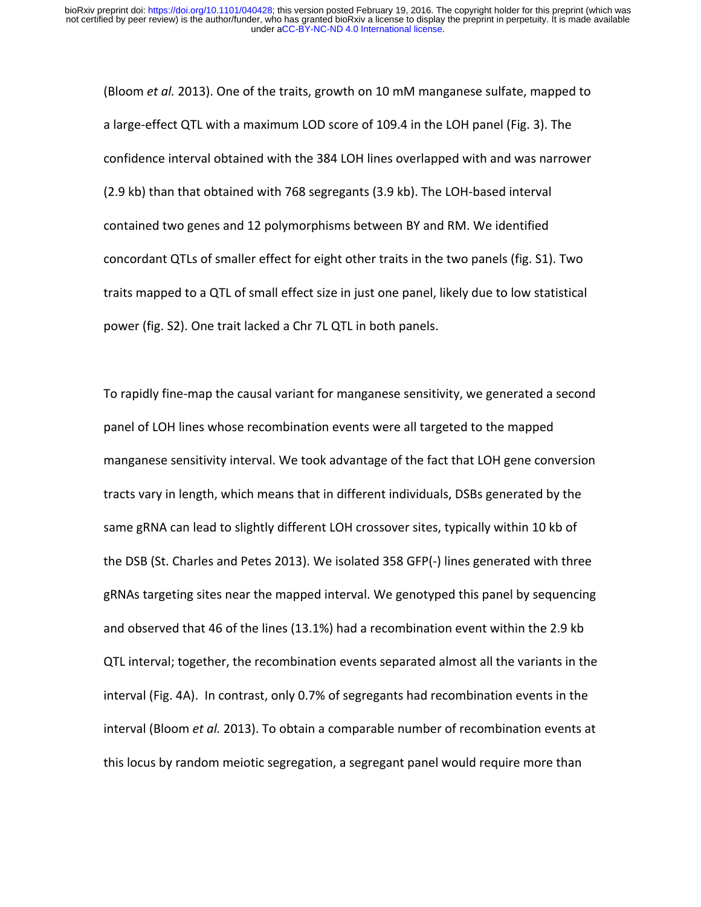(Bloom *et al.* 2013). One of the traits, growth on 10 mM manganese sulfate, mapped to a large-effect QTL with a maximum LOD score of 109.4 in the LOH panel (Fig. 3). The confidence interval obtained with the 384 LOH lines overlapped with and was narrower (2.9 kb) than that obtained with 768 segregants (3.9 kb). The LOH-based interval contained two genes and 12 polymorphisms between BY and RM. We identified concordant QTLs of smaller effect for eight other traits in the two panels (fig. S1). Two traits mapped to a QTL of small effect size in just one panel, likely due to low statistical power (fig. S2). One trait lacked a Chr 7L QTL in both panels.

To rapidly fine-map the causal variant for manganese sensitivity, we generated a second panel of LOH lines whose recombination events were all targeted to the mapped manganese sensitivity interval. We took advantage of the fact that LOH gene conversion tracts vary in length, which means that in different individuals, DSBs generated by the same gRNA can lead to slightly different LOH crossover sites, typically within 10 kb of the DSB (St. Charles and Petes 2013). We isolated 358 GFP(-) lines generated with three gRNAs targeting sites near the mapped interval. We genotyped this panel by sequencing and observed that 46 of the lines (13.1%) had a recombination event within the 2.9 kb QTL interval; together, the recombination events separated almost all the variants in the interval (Fig. 4A). In contrast, only 0.7% of segregants had recombination events in the interval (Bloom *et al.* 2013). To obtain a comparable number of recombination events at this locus by random meiotic segregation, a segregant panel would require more than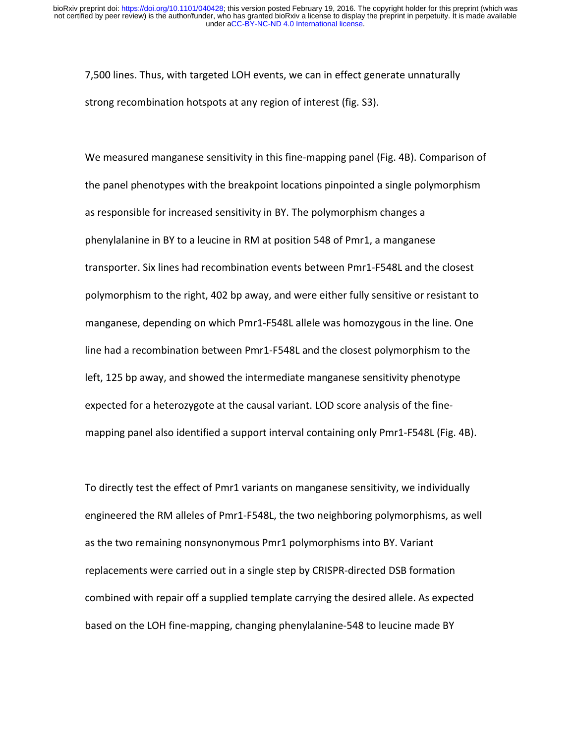7,500 lines. Thus, with targeted LOH events, we can in effect generate unnaturally strong recombination hotspots at any region of interest (fig. S3).

We measured manganese sensitivity in this fine-mapping panel (Fig. 4B). Comparison of the panel phenotypes with the breakpoint locations pinpointed a single polymorphism as responsible for increased sensitivity in BY. The polymorphism changes a phenylalanine in BY to a leucine in RM at position 548 of Pmr1, a manganese transporter. Six lines had recombination events between Pmr1-F548L and the closest polymorphism to the right, 402 bp away, and were either fully sensitive or resistant to manganese, depending on which Pmr1-F548L allele was homozygous in the line. One line had a recombination between Pmr1-F548L and the closest polymorphism to the left, 125 bp away, and showed the intermediate manganese sensitivity phenotype expected for a heterozygote at the causal variant. LOD score analysis of the fine-mapping panel also identified a support interval containing only Pmr1-F548L (Fig. 4B).

To directly test the effect of Pmr1 variants on manganese sensitivity, we individually engineered the RM alleles of Pmr1-F548L, the two neighboring polymorphisms, as well as the two remaining nonsynonymous Pmr1 polymorphisms into BY. Variant replacements were carried out in a single step by CRISPR-directed DSB formation combined with repair off a supplied template carrying the desired allele. As expected based on the LOH fine-mapping, changing phenylalanine-548 to leucine made BY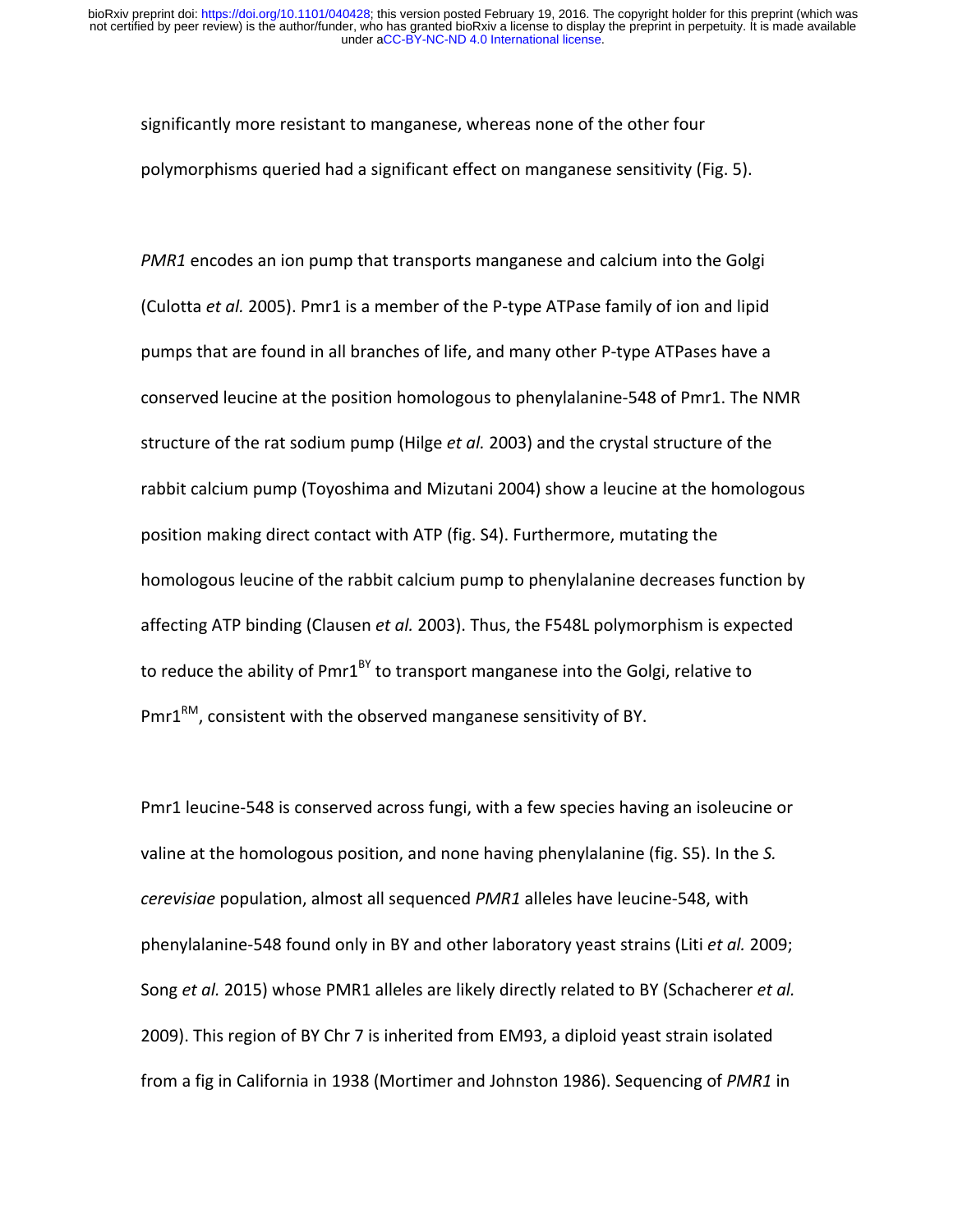significantly more resistant to manganese, whereas none of the other four polymorphisms queried had a significant effect on manganese sensitivity (Fig. 5).

*PMR1* encodes an ion pump that transports manganese and calcium into the Golgi (Culotta *et al.* 2005). Pmr1 is a member of the P-type ATPase family of ion and lipid pumps that are found in all branches of life, and many other P-type ATPases have a conserved leucine at the position homologous to phenylalanine-548 of Pmr1. The NMR structure of the rat sodium pump (Hilge *et al.* 2003) and the crystal structure of the rabbit calcium pump (Toyoshima and Mizutani 2004) show a leucine at the homologous position making direct contact with ATP (fig. S4). Furthermore, mutating the homologous leucine of the rabbit calcium pump to phenylalanine decreases function by affecting ATP binding (Clausen *et al.* 2003). Thus, the F548L polymorphism is expected to reduce the ability of $Pmr1^{BY}$ to transport manganese into the Golgi, relative to $Pmr1^{RM}$, consistent with the observed manganese sensitivity of BY.

Pmr1 leucine-548 is conserved across fungi, with a few species having an isoleucine or valine at the homologous position, and none having phenylalanine (fig. S5). In the *S. cerevisiae* population, almost all sequenced *PMR1* alleles have leucine-548, with phenylalanine-548 found only in BY and other laboratory yeast strains (Liti *et al.* 2009; Song *et al.* 2015) whose PMR1 alleles are likely directly related to BY (Schacherer *et al.* 2009). This region of BY Chr 7 is inherited from EM93, a diploid yeast strain isolated from a fig in California in 1938 (Mortimer and Johnston 1986). Sequencing of *PMR1* in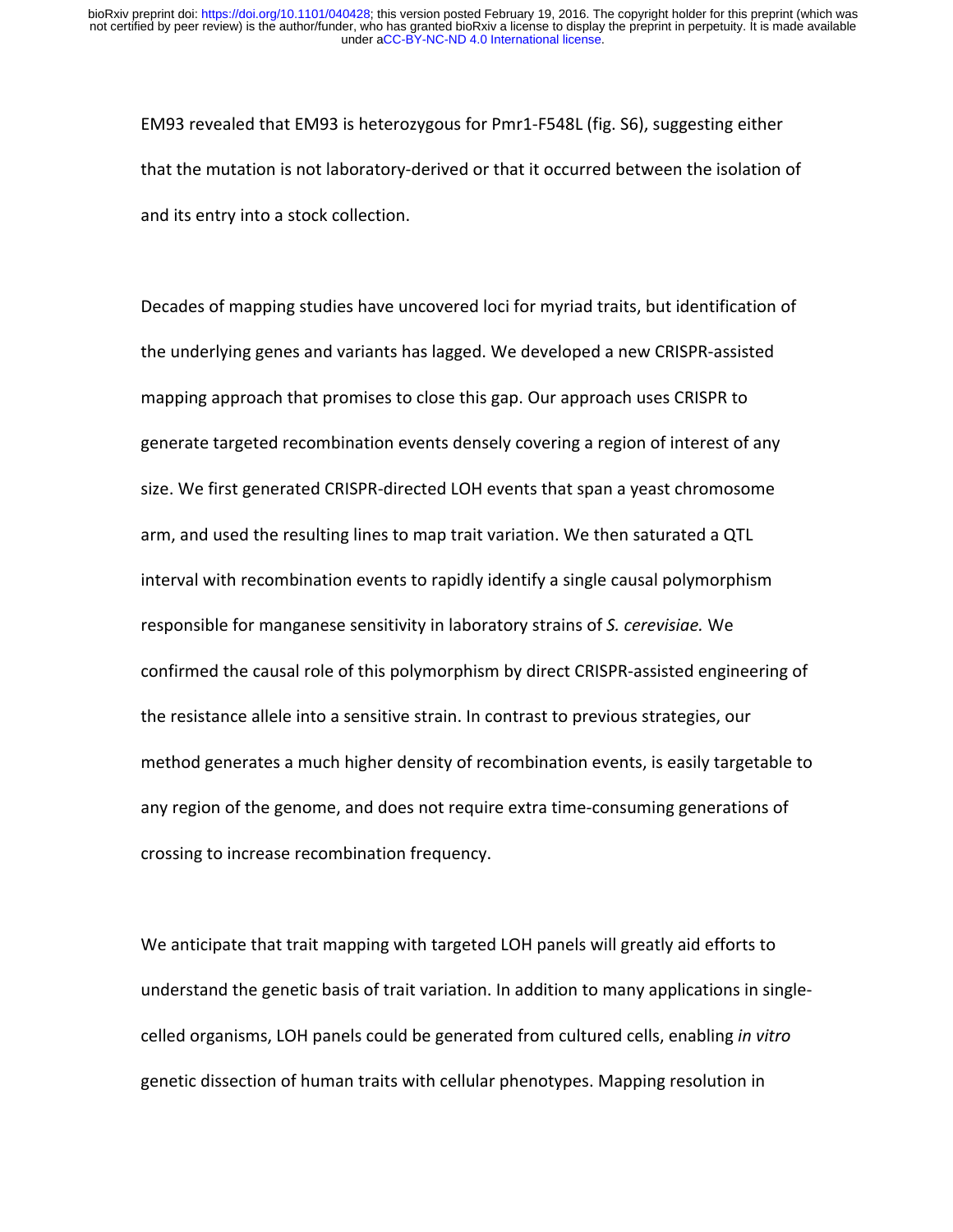EM93 revealed that EM93 is heterozygous for Pmr1-F548L (fig. S6), suggesting either that the mutation is not laboratory-derived or that it occurred between the isolation of and its entry into a stock collection.

Decades of mapping studies have uncovered loci for myriad traits, but identification of the underlying genes and variants has lagged. We developed a new CRISPR-assisted mapping approach that promises to close this gap. Our approach uses CRISPR to generate targeted recombination events densely covering a region of interest of any size. We first generated CRISPR-directed LOH events that span a yeast chromosome arm, and used the resulting lines to map trait variation. We then saturated a QTL interval with recombination events to rapidly identify a single causal polymorphism responsible for manganese sensitivity in laboratory strains of *S. cerevisiae.* We confirmed the causal role of this polymorphism by direct CRISPR-assisted engineering of the resistance allele into a sensitive strain. In contrast to previous strategies, our method generates a much higher density of recombination events, is easily targetable to any region of the genome, and does not require extra time-consuming generations of crossing to increase recombination frequency.

We anticipate that trait mapping with targeted LOH panels will greatly aid efforts to understand the genetic basis of trait variation. In addition to many applications in single-celled organisms, LOH panels could be generated from cultured cells, enabling *in vitro* genetic dissection of human traits with cellular phenotypes. Mapping resolution in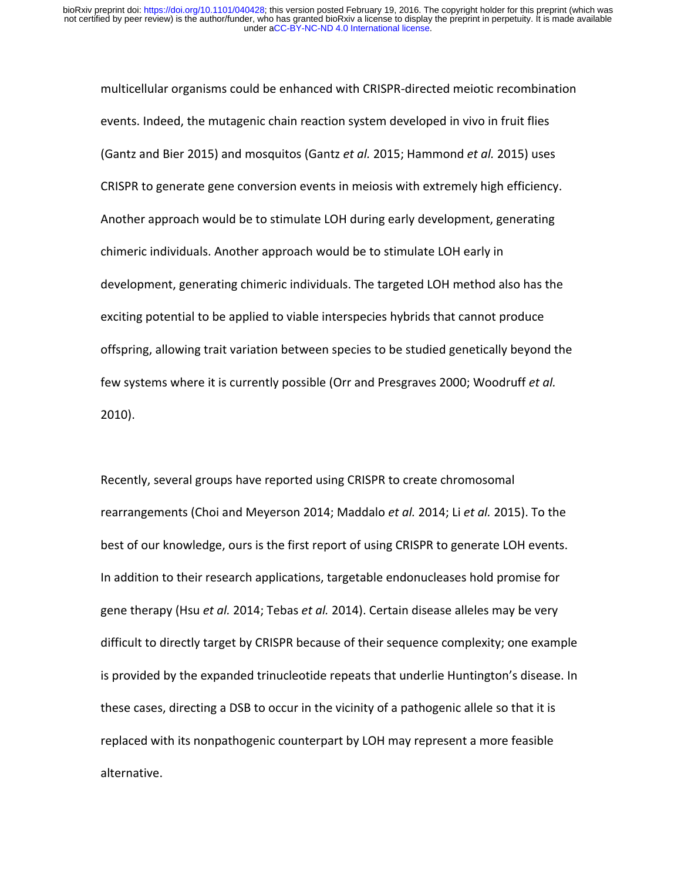multicellular organisms could be enhanced with CRISPR-directed meiotic recombination events. Indeed, the mutagenic chain reaction system developed in vivo in fruit flies (Gantz and Bier 2015) and mosquitos (Gantz *et al.* 2015; Hammond *et al.* 2015) uses CRISPR to generate gene conversion events in meiosis with extremely high efficiency. Another approach would be to stimulate LOH during early development, generating chimeric individuals. Another approach would be to stimulate LOH early in development, generating chimeric individuals. The targeted LOH method also has the exciting potential to be applied to viable interspecies hybrids that cannot produce offspring, allowing trait variation between species to be studied genetically beyond the few systems where it is currently possible (Orr and Presgraves 2000; Woodruff *et al.* 2010).

Recently, several groups have reported using CRISPR to create chromosomal rearrangements (Choi and Meyerson 2014; Maddalo *et al.* 2014; Li *et al.* 2015). To the best of our knowledge, ours is the first report of using CRISPR to generate LOH events. In addition to their research applications, targetable endonucleases hold promise for gene therapy (Hsu *et al.* 2014; Tebas *et al.* 2014). Certain disease alleles may be very difficult to directly target by CRISPR because of their sequence complexity; one example is provided by the expanded trinucleotide repeats that underlie Huntington's disease. In these cases, directing a DSB to occur in the vicinity of a pathogenic allele so that it is replaced with its nonpathogenic counterpart by LOH may represent a more feasible alternative.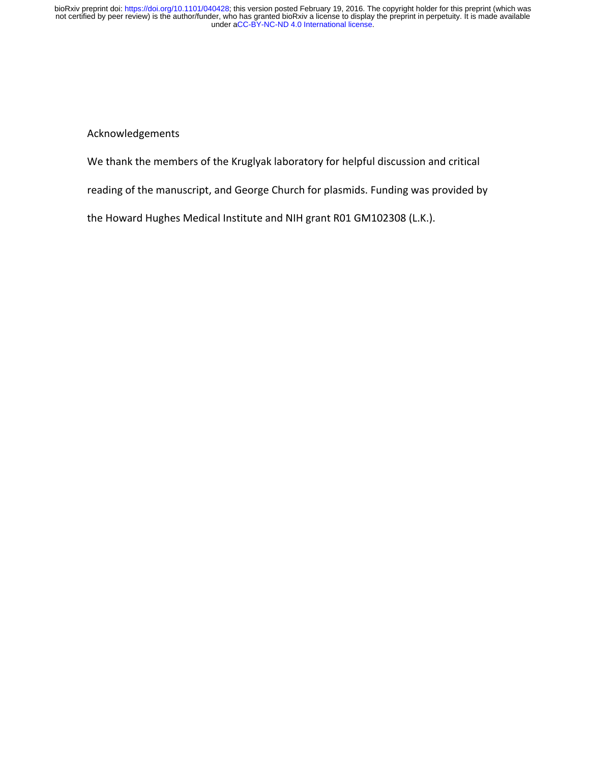## Acknowledgements

We thank the members of the Kruglyak laboratory for helpful discussion and critical reading of the manuscript, and George Church for plasmids. Funding was provided by the Howard Hughes Medical Institute and NIH grant R01 GM102308 (L.K.).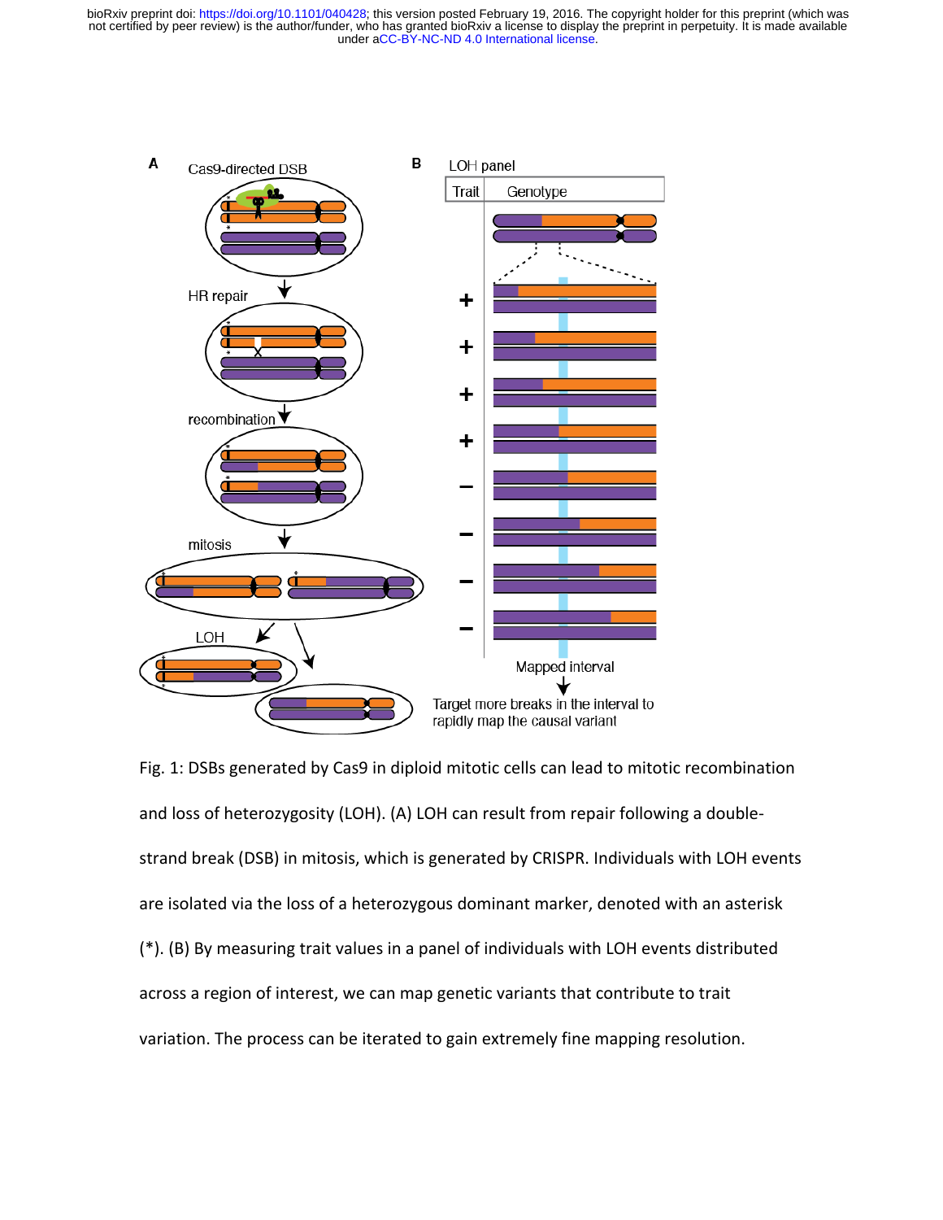Fig. 1: DSBs generated by Cas9 in diploid mitotic cells can lead to mitotic recombination and loss of heterozygosity (LOH). (A) LOH can result from repair following a double-strand break (DSB) in mitosis, which is generated by CRISPR. Individuals with LOH events are isolated via the loss of a heterozygous dominant marker, denoted with an asterisk (*). (B) By measuring trait values in a panel of individuals with LOH events distributed across a region of interest, we can map genetic variants that contribute to trait variation. The process can be iterated to gain extremely fine mapping resolution.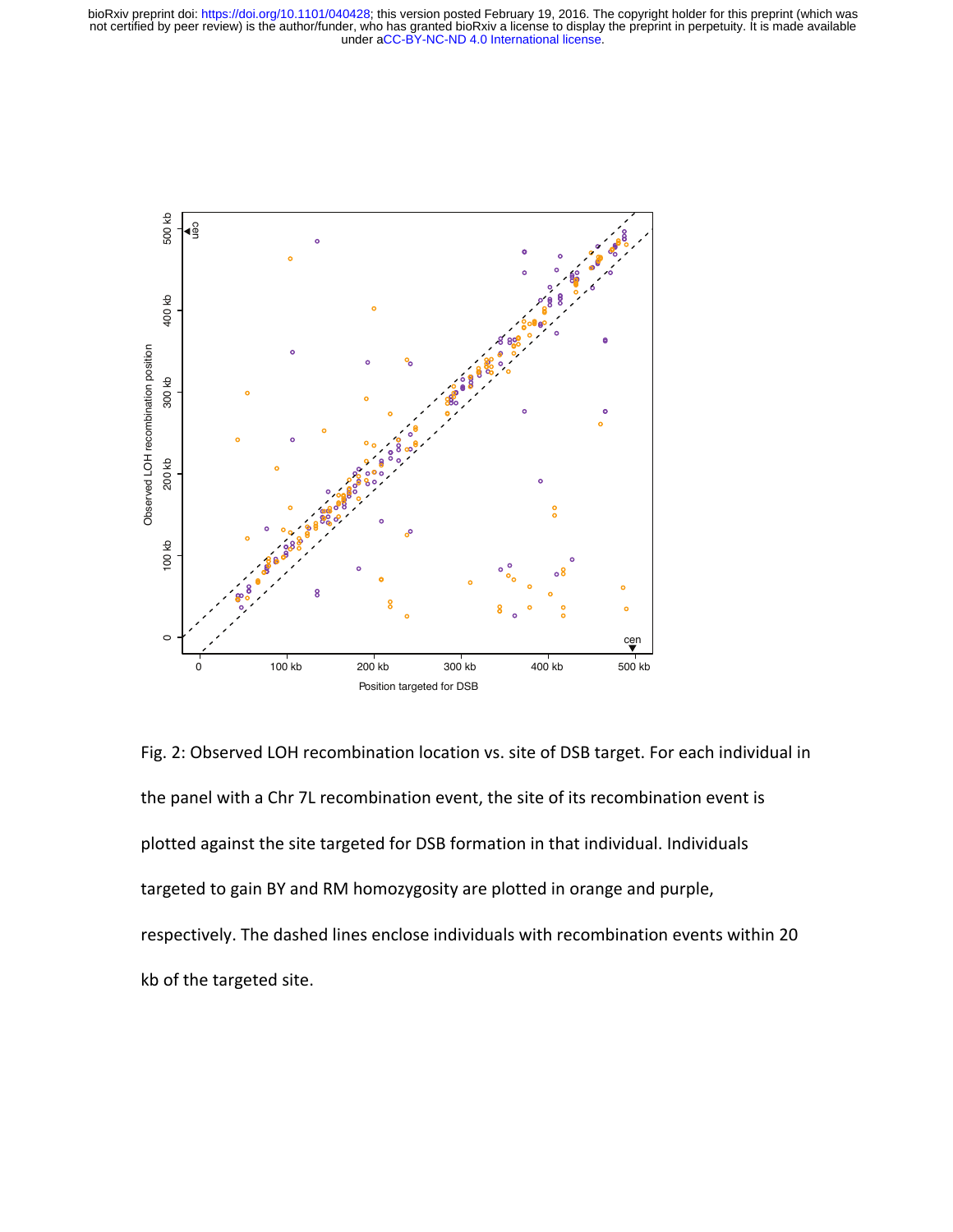Fig. 2: Observed LOH recombination location vs. site of DSB target. For each individual in the panel with a Chr 7L recombination event, the site of its recombination event is plotted against the site targeted for DSB formation in that individual. Individuals targeted to gain BY and RM homozygosity are plotted in orange and purple, respectively. The dashed lines enclose individuals with recombination events within 20 kb of the targeted site.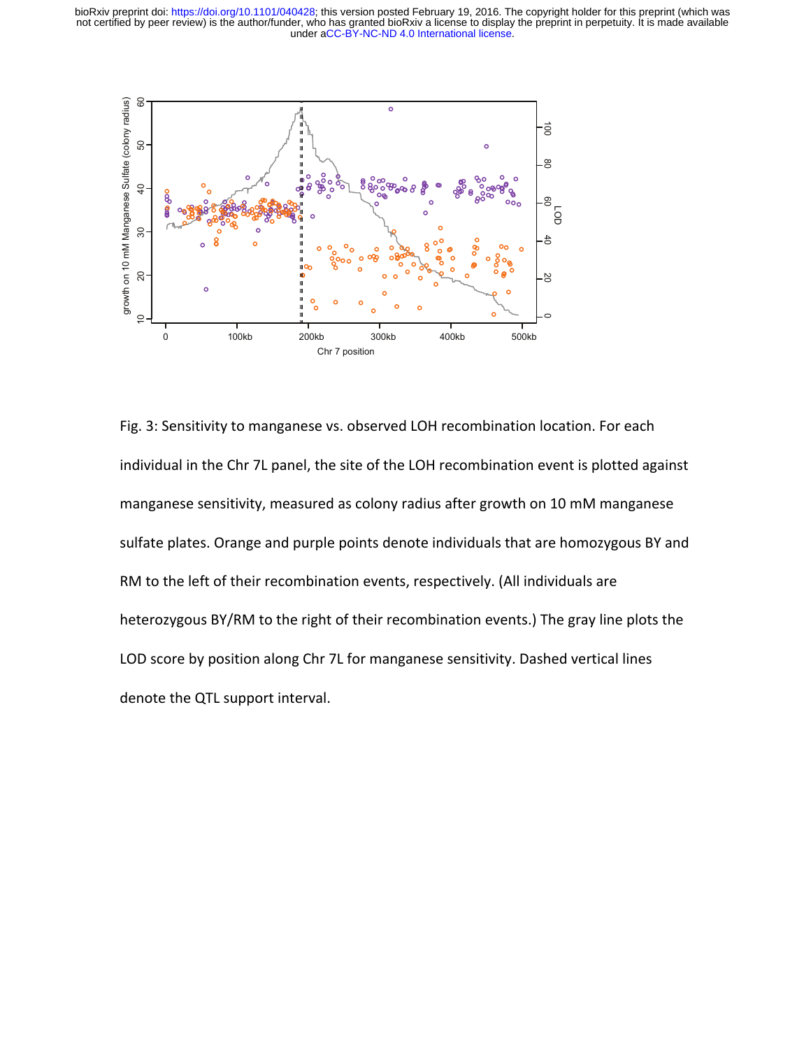Fig. 3: Sensitivity to manganese vs. observed LOH recombination location. For each individual in the Chr 7L panel, the site of the LOH recombination event is plotted against manganese sensitivity, measured as colony radius after growth on 10 mM manganese sulfate plates. Orange and purple points denote individuals that are homozygous BY and RM to the left of their recombination events, respectively. (All individuals are heterozygous BY/RM to the right of their recombination events.) The gray line plots the LOD score by position along Chr 7L for manganese sensitivity. Dashed vertical lines denote the QTL support interval.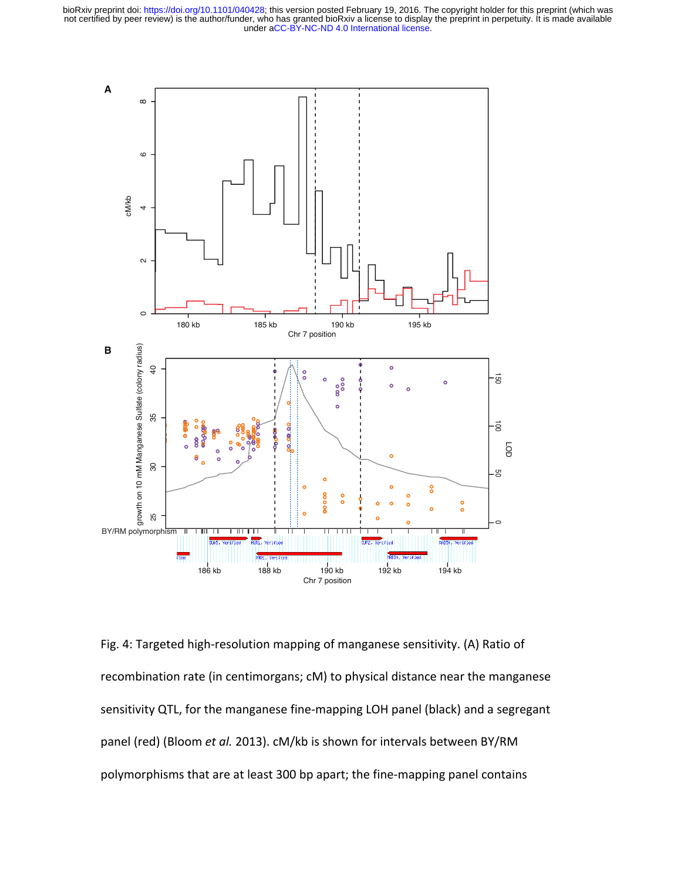Fig. 4: Targeted high-resolution mapping of manganese sensitivity. (A) Ratio of recombination rate (in centimorgans; cM) to physical distance near the manganese sensitivity QTL, for the manganese fine-mapping LOH panel (black) and a segregant panel (red) (Bloom *et al.* 2013). cM/kb is shown for intervals between BY/RM polymorphisms that are at least 300 bp apart; the fine-mapping panel contains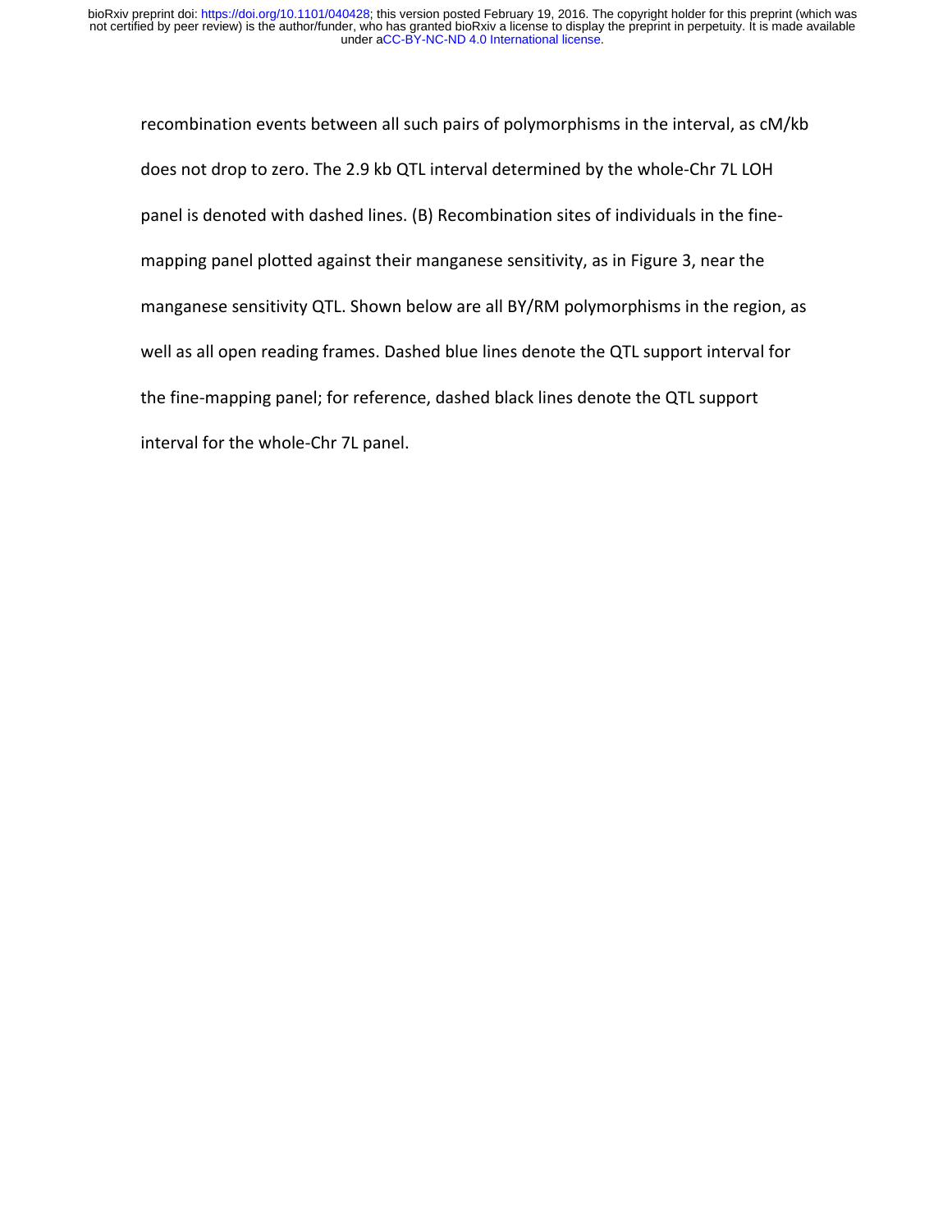recombination events between all such pairs of polymorphisms in the interval, as cM/kb does not drop to zero. The 2.9 kb QTL interval determined by the whole-Chr 7L LOH panel is denoted with dashed lines. (B) Recombination sites of individuals in the fine-mapping panel plotted against their manganese sensitivity, as in Figure 3, near the manganese sensitivity QTL. Shown below are all BY/RM polymorphisms in the region, as well as all open reading frames. Dashed blue lines denote the QTL support interval for the fine-mapping panel; for reference, dashed black lines denote the QTL support interval for the whole-Chr 7L panel.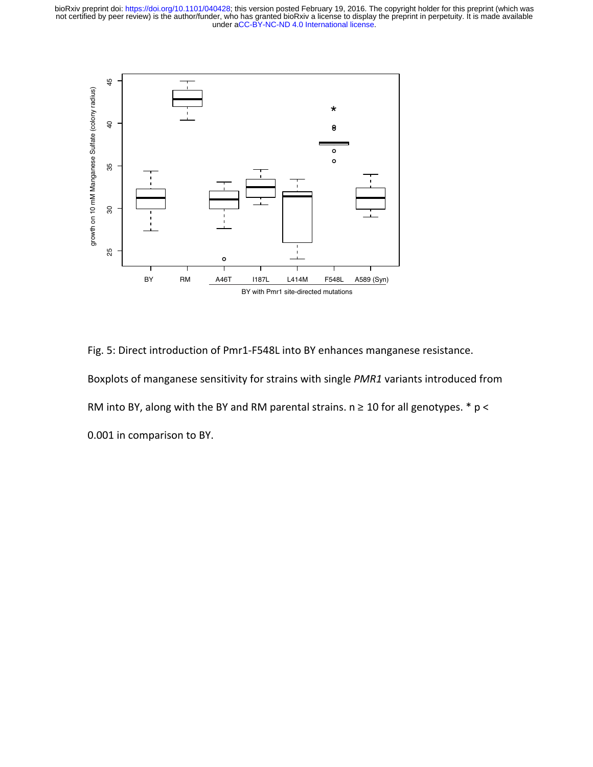Fig. 5: Direct introduction of Pmr1-F548L into BY enhances manganese resistance.

Boxplots of manganese sensitivity for strains with single *PMR1* variants introduced from RM into BY, along with the BY and RM parental strains. n ≥ 10 for all genotypes. * $p < 0.001$ in comparison to BY.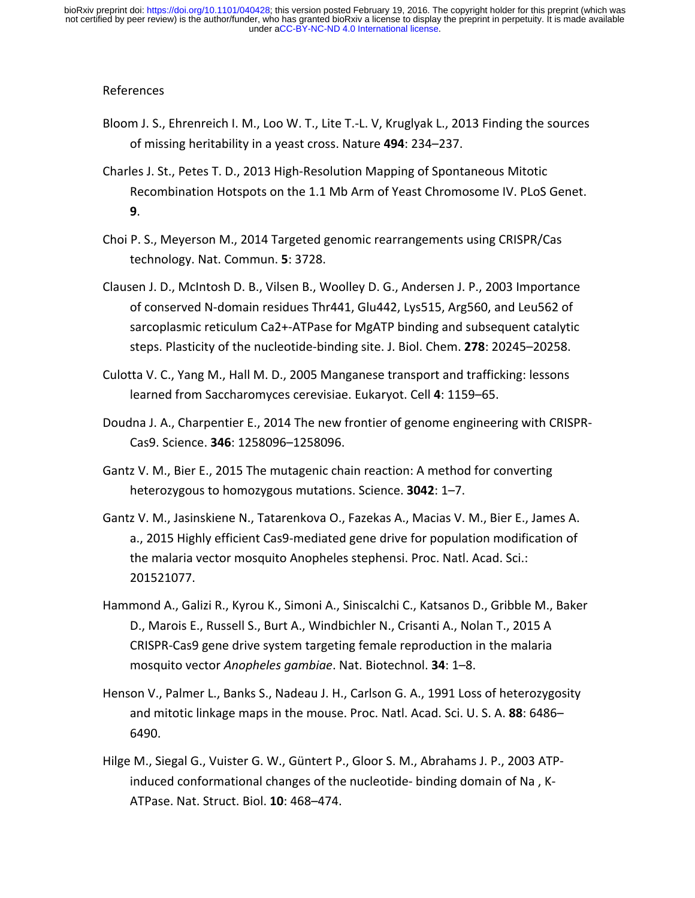References

Bloom J. S., Ehrenreich I. M., Loo W. T., Lite T.-L. V, Kruglyak L., 2013 Finding the sources of missing heritability in a yeast cross. Nature **494**: 234–237.

Charles J. St., Petes T. D., 2013 High-Resolution Mapping of Spontaneous Mitotic Recombination Hotspots on the 1.1 Mb Arm of Yeast Chromosome IV. PLoS Genet. **9**.

Choi P. S., Meyerson M., 2014 Targeted genomic rearrangements using CRISPR/Cas technology. Nat. Commun. **5**: 3728.

Clausen J. D., McIntosh D. B., Vilsen B., Woolley D. G., Andersen J. P., 2003 Importance of conserved N-domain residues Thr441, Glu442, Lys515, Arg560, and Leu562 of sarcoplasmic reticulum Ca2+-ATPase for MgATP binding and subsequent catalytic steps. Plasticity of the nucleotide-binding site. J. Biol. Chem. **278**: 20245–20258.

Culotta V. C., Yang M., Hall M. D., 2005 Manganese transport and trafficking: lessons learned from Saccharomyces cerevisiae. Eukaryot. Cell **4**: 1159–65.

Doudna J. A., Charpentier E., 2014 The new frontier of genome engineering with CRISPR-Cas9. Science. **346**: 1258096–1258096.

Gantz V. M., Bier E., 2015 The mutagenic chain reaction: A method for converting heterozygous to homozygous mutations. Science. **3042**: 1–7.

Gantz V. M., Jasinskiene N., Tatarenkova O., Fazekas A., Macias V. M., Bier E., James A. a., 2015 Highly efficient Cas9-mediated gene drive for population modification of the malaria vector mosquito Anopheles stephensi. Proc. Natl. Acad. Sci.: 201521077.

Hammond A., Galizi R., Kyrou K., Simoni A., Siniscalchi C., Katsanos D., Gribble M., Baker D., Marois E., Russell S., Burt A., Windbichler N., Crisanti A., Nolan T., 2015 A CRISPR-Cas9 gene drive system targeting female reproduction in the malaria mosquito vector *Anopheles gambiae*. Nat. Biotechnol. **34**: 1–8.

Henson V., Palmer L., Banks S., Nadeau J. H., Carlson G. A., 1991 Loss of heterozygosity and mitotic linkage maps in the mouse. Proc. Natl. Acad. Sci. U. S. A. **88**: 6486–6490.

Hilge M., Siegal G., Vuister G. W., Güntert P., Gloor S. M., Abrahams J. P., 2003 ATP-induced conformational changes of the nucleotide- binding domain of Na , K-ATPase. Nat. Struct. Biol. **10**: 468–474.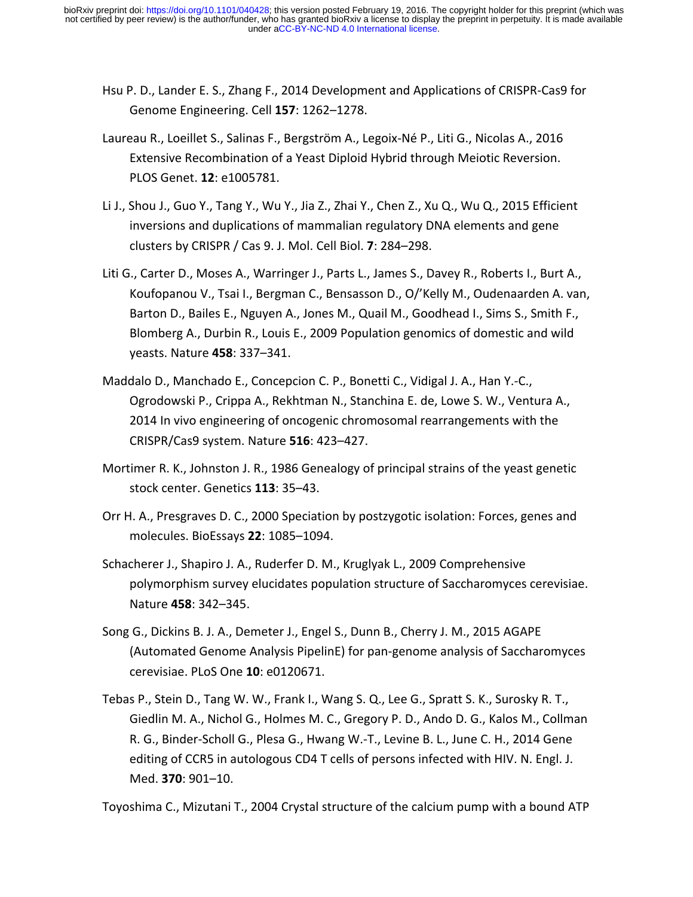Hsu P. D., Lander E. S., Zhang F., 2014 Development and Applications of CRISPR-Cas9 for Genome Engineering. Cell **157**: 1262–1278.

Laureau R., Loeillet S., Salinas F., Bergström A., Legoix-Né P., Liti G., Nicolas A., 2016 Extensive Recombination of a Yeast Diploid Hybrid through Meiotic Reversion. PLOS Genet. **12**: e1005781.

Li J., Shou J., Guo Y., Tang Y., Wu Y., Jia Z., Zhai Y., Chen Z., Xu Q., Wu Q., 2015 Efficient inversions and duplications of mammalian regulatory DNA elements and gene clusters by CRISPR / Cas 9. J. Mol. Cell Biol. **7**: 284–298.

Liti G., Carter D., Moses A., Warringer J., Parts L., James S., Davey R., Roberts I., Burt A., Koufopanou V., Tsai I., Bergman C., Bensasson D., O/'Kelly M., Oudenaarden A. van, Barton D., Bailes E., Nguyen A., Jones M., Quail M., Goodhead I., Sims S., Smith F., Blomberg A., Durbin R., Louis E., 2009 Population genomics of domestic and wild yeasts. Nature **458**: 337–341.

Maddalo D., Manchado E., Concepcion C. P., Bonetti C., Vidigal J. A., Han Y.-C., Ogrodowski P., Crippa A., Rekhtman N., Stanchina E. de, Lowe S. W., Ventura A., 2014 In vivo engineering of oncogenic chromosomal rearrangements with the CRISPR/Cas9 system. Nature **516**: 423–427.

Mortimer R. K., Johnston J. R., 1986 Genealogy of principal strains of the yeast genetic stock center. Genetics **113**: 35–43.

Orr H. A., Presgraves D. C., 2000 Speciation by postzygotic isolation: Forces, genes and molecules. BioEssays **22**: 1085–1094.

Schacherer J., Shapiro J. A., Ruderfer D. M., Kruglyak L., 2009 Comprehensive polymorphism survey elucidates population structure of Saccharomyces cerevisiae. Nature **458**: 342–345.

Song G., Dickins B. J. A., Demeter J., Engel S., Dunn B., Cherry J. M., 2015 AGAPE (Automated Genome Analysis PipelinE) for pan-genome analysis of Saccharomyces cerevisiae. PLoS One **10**: e0120671.

Tebas P., Stein D., Tang W. W., Frank I., Wang S. Q., Lee G., Spratt S. K., Surosky R. T., Giedlin M. A., Nichol G., Holmes M. C., Gregory P. D., Ando D. G., Kalos M., Collman R. G., Binder-Scholl G., Plesa G., Hwang W.-T., Levine B. L., June C. H., 2014 Gene editing of CCR5 in autologous CD4 T cells of persons infected with HIV. N. Engl. J. Med. **370**: 901–10.

Toyoshima C., Mizutani T., 2004 Crystal structure of the calcium pump with a bound ATP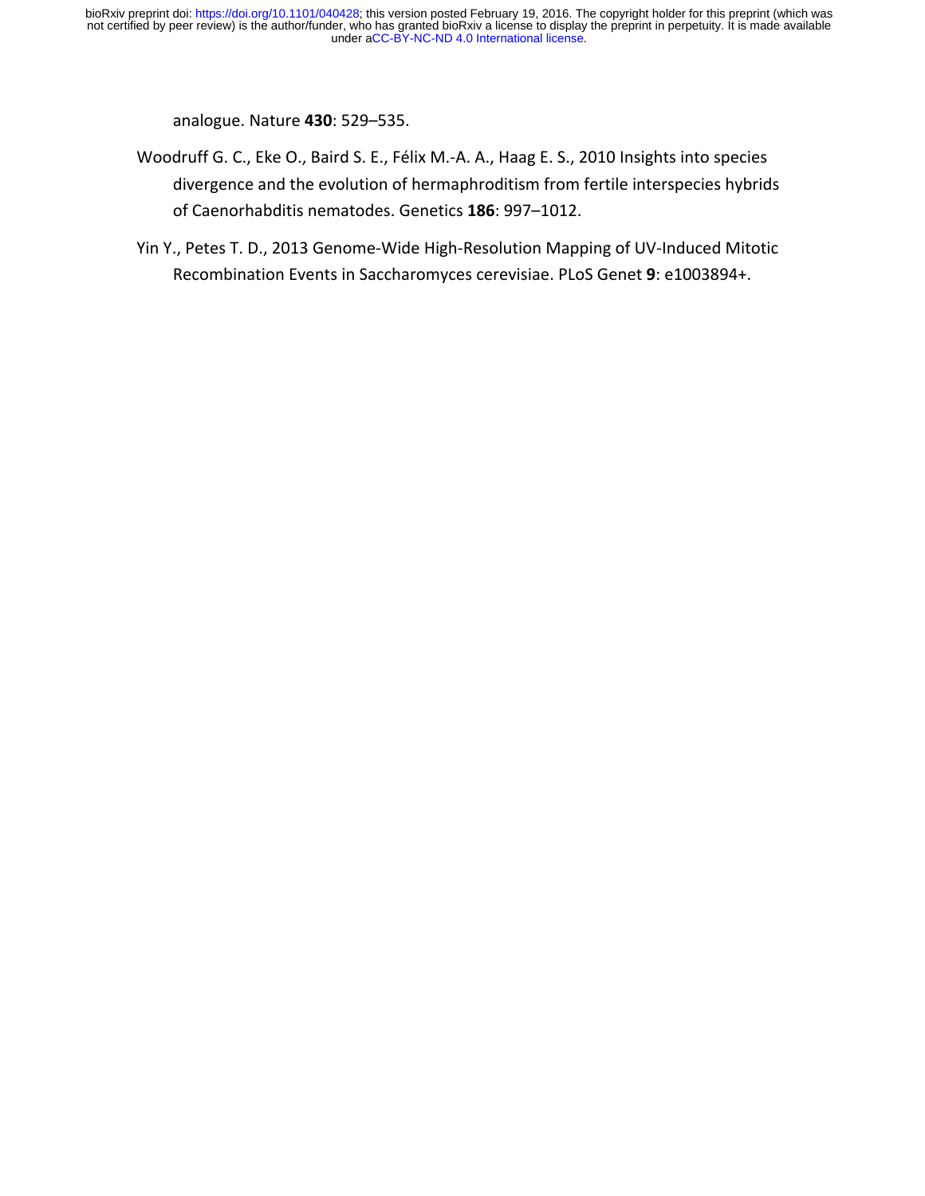analogue. Nature **430**: 529–535.

Woodruff G. C., Eke O., Baird S. E., Félix M.-A. A., Haag E. S., 2010 Insights into species divergence and the evolution of hermaphroditism from fertile interspecies hybrids of Caenorhabditis nematodes. Genetics **186**: 997–1012.

Yin Y., Petes T. D., 2013 Genome-Wide High-Resolution Mapping of UV-Induced Mitotic Recombination Events in Saccharomyces cerevisiae. PLoS Genet **9**: e1003894+.